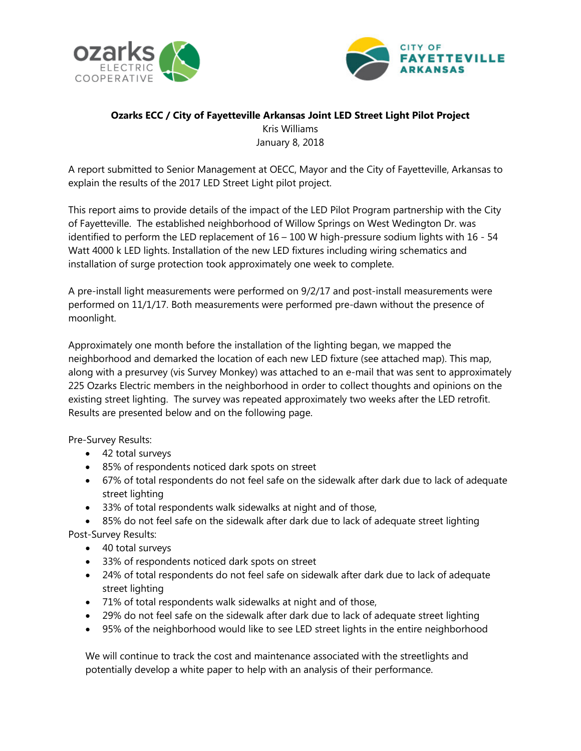**Ozarks ECC / City of Fayetteville Arkansas Joint LED Street Light Pilot Project**

Kris Williams

January 8, 2018

A report submitted to Senior Management at OECC, Mayor and the City of Fayetteville, Arkansas to explain the results of the 2017 LED Street Light pilot project.

This report aims to provide details of the impact of the LED Pilot Program partnership with the City of Fayetteville. The established neighborhood of Willow Springs on West Wedington Dr. was identified to perform the LED replacement of 16 – 100 W high-pressure sodium lights with 16 - 54 Watt 4000 k LED lights. Installation of the new LED fixtures including wiring schematics and installation of surge protection took approximately one week to complete.

A pre-install light measurements were performed on 9/2/17 and post-install measurements were performed on 11/1/17. Both measurements were performed pre-dawn without the presence of moonlight.

Approximately one month before the installation of the lighting began, we mapped the neighborhood and demarked the location of each new LED fixture (see attached map). This map, along with a presurvey (vis Survey Monkey) was attached to an e-mail that was sent to approximately 225 Ozarks Electric members in the neighborhood in order to collect thoughts and opinions on the existing street lighting. The survey was repeated approximately two weeks after the LED retrofit. Results are presented below and on the following page.

Pre-Survey Results:

- 42 total surveys
- 85% of respondents noticed dark spots on street
- 67% of total respondents do not feel safe on the sidewalk after dark due to lack of adequate street lighting
- 33% of total respondents walk sidewalks at night and of those,
- 85% do not feel safe on the sidewalk after dark due to lack of adequate street lighting

Post-Survey Results:

- 40 total surveys
- 33% of respondents noticed dark spots on street
- 24% of total respondents do not feel safe on sidewalk after dark due to lack of adequate street lighting
- 71% of total respondents walk sidewalks at night and of those,
- 29% do not feel safe on the sidewalk after dark due to lack of adequate street lighting
- 95% of the neighborhood would like to see LED street lights in the entire neighborhood

We will continue to track the cost and maintenance associated with the streetlights and potentially develop a white paper to help with an analysis of their performance.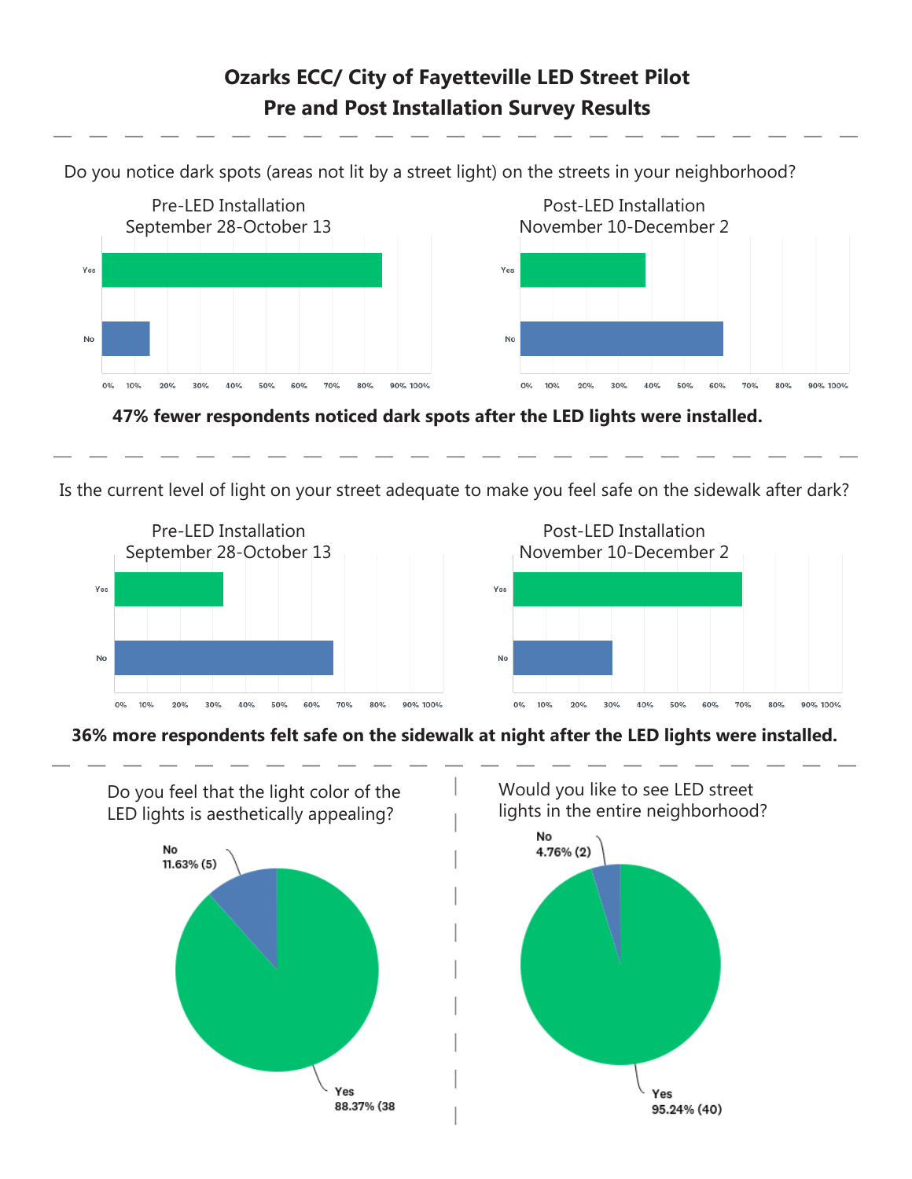# Ozarks ECC/ City of Fayetteville LED Street Pilot
## Pre and Post Installation Survey Results

Do you notice dark spots (areas not lit by a street light) on the streets in your neighborhood?

Pre-LED Installation
September 28-October 13

Post-LED Installation
November 10-December 2

**47% fewer respondents noticed dark spots after the LED lights were installed.**

Is the current level of light on your street adequate to make you feel safe on the sidewalk after dark?

Pre-LED Installation
September 28-October 13

Post-LED Installation
November 10-December 2

**36% more respondents felt safe on the sidewalk at night after the LED lights were installed.**

Do you feel that the light color of the LED lights is aesthetically appealing?

No
11.63% (5)

Yes
88.37% (38

Would you like to see LED street lights in the entire neighborhood?

No
4.76% (2)

Yes
95.24% (40)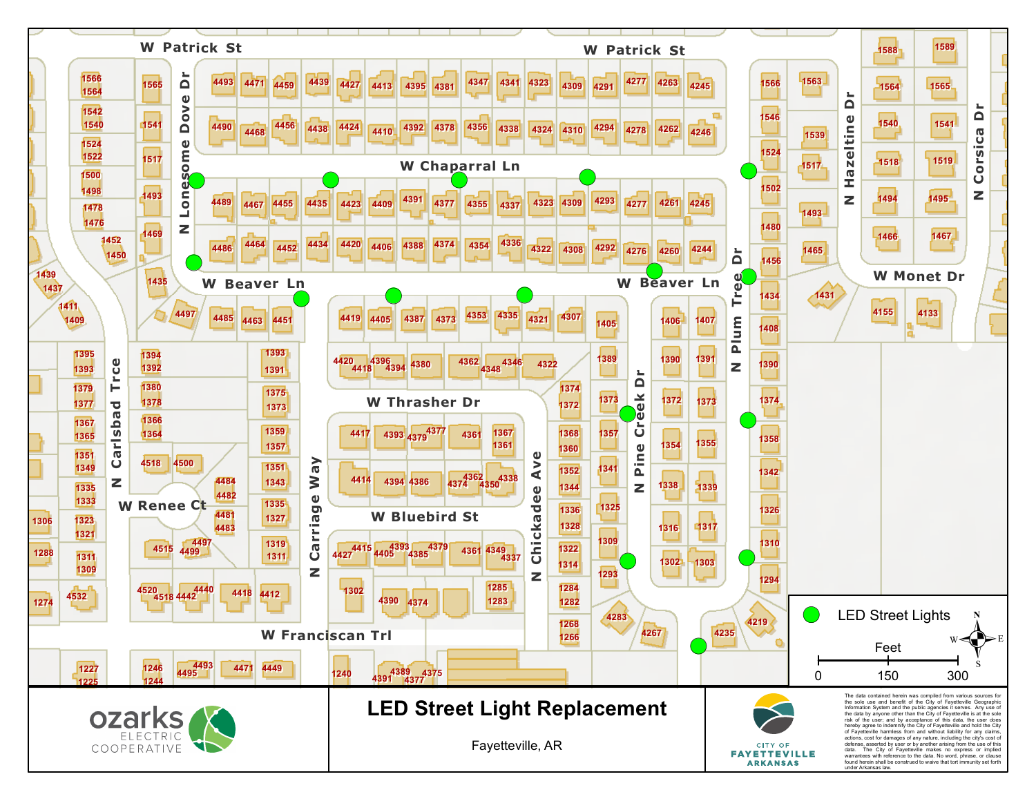# LED Street Light Replacement

Fayetteville, AR

W Patrick St

W Chaparral Ln

W Beaver Ln

W Thrasher Dr

W Bluebird St

W Franciscan Trl

W Renee Ct

W Monet Dr

N Lonesome Dove Dr

N Carlsbad Trce

N Carriage Way

N Chickadee Ave

N Pine Creek Dr

N Plum Tree Dr

N Hazeltine Dr

N Corsica Dr

LED Street Lights

Feet

0 150 300

ozarks ELECTRIC COOPERATIVE

CITY OF FAYETTEVILLE ARKANSAS

The data contained herein was compiled from various sources for the sole use and benefit of the City of Fayetteville Geographic Information System and the public agencies it serves. Any use of the data by anyone other than the City of Fayetteville is at the sole risk of the user; and by acceptance of this data, the user does hereby agree to indemnify the City of Fayetteville and hold the City of Fayetteville harmless from and without liability for any claims, actions, cost for damages of any nature, including the city's cost of defense, asserted by user or by another arising from the use of this data. The City of Fayetteville makes no express or implied warrantees with reference to the data. No word, phrase, or clause found herein shall be construed to waive that tort immunity set forth under Arkansas law.